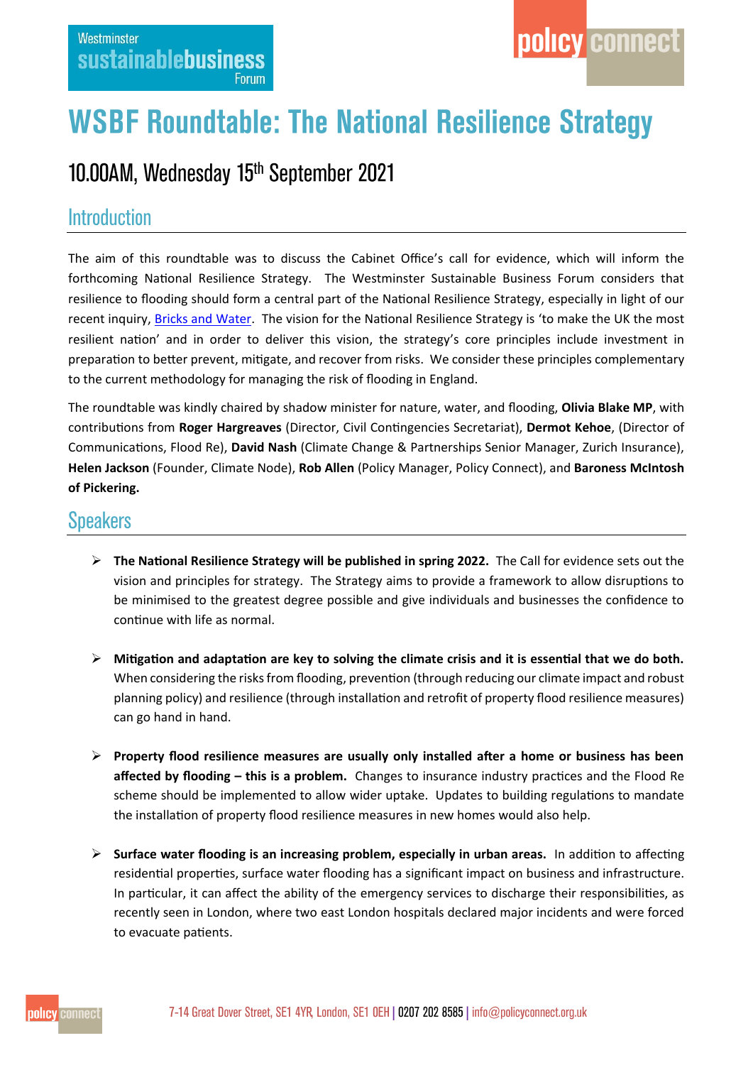# WSBF Roundtable: The National Resilience Strategy

## 10.00AM, Wednesday 15th September 2021

## Introduction

The aim of this roundtable was to discuss the Cabinet Office's call for evidence, which will inform the forthcoming National Resilience Strategy. The Westminster Sustainable Business Forum considers that resilience to flooding should form a central part of the National Resilience Strategy, especially in light of our recent inquiry, Bricks and Water. The vision for the National Resilience Strategy is 'to make the UK the most resilient nation' and in order to deliver this vision, the strategy's core principles include investment in preparation to better prevent, mitigate, and recover from risks. We consider these principles complementary to the current methodology for managing the risk of flooding in England.

The roundtable was kindly chaired by shadow minister for nature, water, and flooding, **Olivia Blake MP**, with contributions from **Roger Hargreaves** (Director, Civil Contingencies Secretariat), **Dermot Kehoe**, (Director of Communications, Flood Re), **David Nash** (Climate Change & Partnerships Senior Manager, Zurich Insurance), **Helen Jackson** (Founder, Climate Node), **Rob Allen** (Policy Manager, Policy Connect), and **Baroness McIntosh of Pickering.**

## Speakers

- **The National Resilience Strategy will be published in spring 2022.** The Call for evidence sets out the vision and principles for strategy. The Strategy aims to provide a framework to allow disruptions to be minimised to the greatest degree possible and give individuals and businesses the confidence to continue with life as normal.

- **Mitigation and adaptation are key to solving the climate crisis and it is essential that we do both.** When considering the risks from flooding, prevention (through reducing our climate impact and robust planning policy) and resilience (through installation and retrofit of property flood resilience measures) can go hand in hand.

- **Property flood resilience measures are usually only installed after a home or business has been affected by flooding – this is a problem.** Changes to insurance industry practices and the Flood Re scheme should be implemented to allow wider uptake. Updates to building regulations to mandate the installation of property flood resilience measures in new homes would also help.

- **Surface water flooding is an increasing problem, especially in urban areas.** In addition to affecting residential properties, surface water flooding has a significant impact on business and infrastructure. In particular, it can affect the ability of the emergency services to discharge their responsibilities, as recently seen in London, where two east London hospitals declared major incidents and were forced to evacuate patients.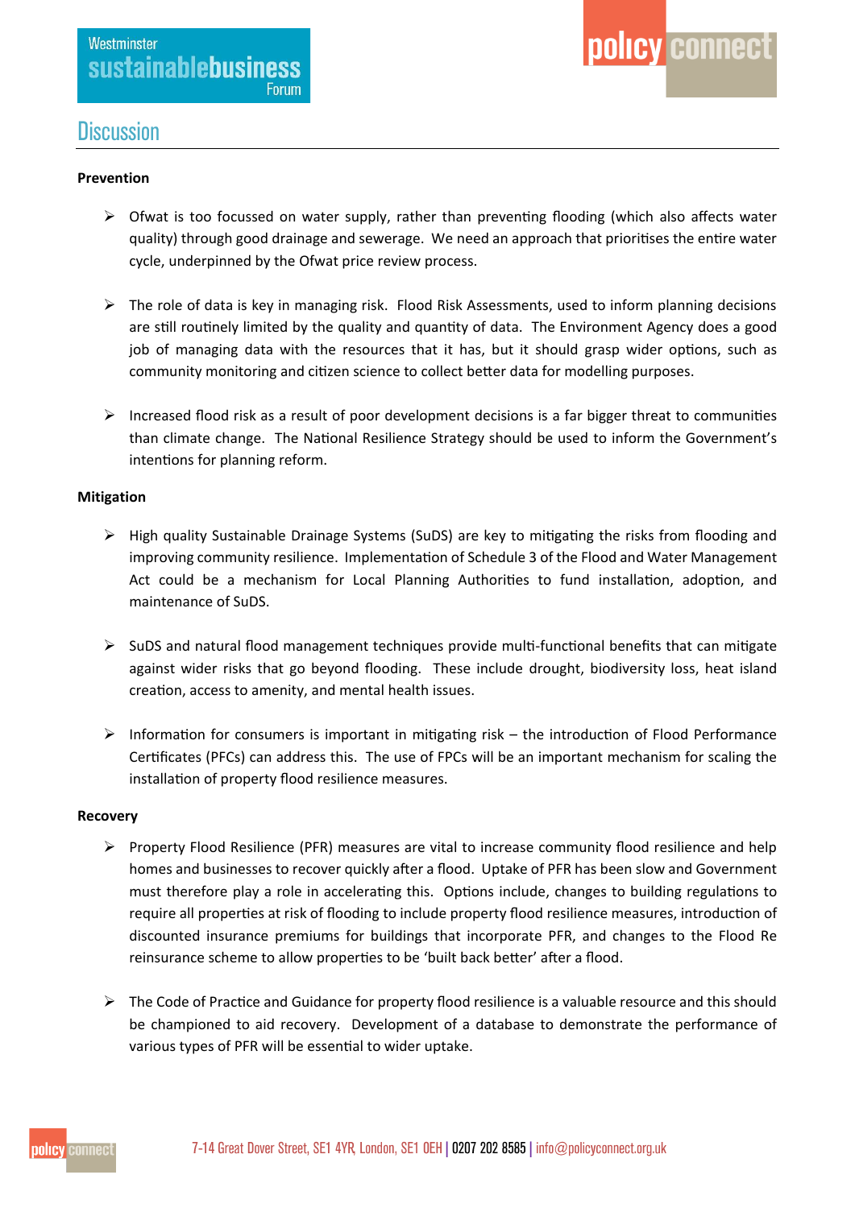# Discussion

**Prevention**

- Ofwat is too focussed on water supply, rather than preventing flooding (which also affects water quality) through good drainage and sewerage. We need an approach that prioritises the entire water cycle, underpinned by the Ofwat price review process.

- The role of data is key in managing risk. Flood Risk Assessments, used to inform planning decisions are still routinely limited by the quality and quantity of data. The Environment Agency does a good job of managing data with the resources that it has, but it should grasp wider options, such as community monitoring and citizen science to collect better data for modelling purposes.

- Increased flood risk as a result of poor development decisions is a far bigger threat to communities than climate change. The National Resilience Strategy should be used to inform the Government's intentions for planning reform.

**Mitigation**

- High quality Sustainable Drainage Systems (SuDS) are key to mitigating the risks from flooding and improving community resilience. Implementation of Schedule 3 of the Flood and Water Management Act could be a mechanism for Local Planning Authorities to fund installation, adoption, and maintenance of SuDS.

- SuDS and natural flood management techniques provide multi-functional benefits that can mitigate against wider risks that go beyond flooding. These include drought, biodiversity loss, heat island creation, access to amenity, and mental health issues.

- Information for consumers is important in mitigating risk – the introduction of Flood Performance Certificates (PFCs) can address this. The use of FPCs will be an important mechanism for scaling the installation of property flood resilience measures.

**Recovery**

- Property Flood Resilience (PFR) measures are vital to increase community flood resilience and help homes and businesses to recover quickly after a flood. Uptake of PFR has been slow and Government must therefore play a role in accelerating this. Options include, changes to building regulations to require all properties at risk of flooding to include property flood resilience measures, introduction of discounted insurance premiums for buildings that incorporate PFR, and changes to the Flood Re reinsurance scheme to allow properties to be 'built back better' after a flood.

- The Code of Practice and Guidance for property flood resilience is a valuable resource and this should be championed to aid recovery. Development of a database to demonstrate the performance of various types of PFR will be essential to wider uptake.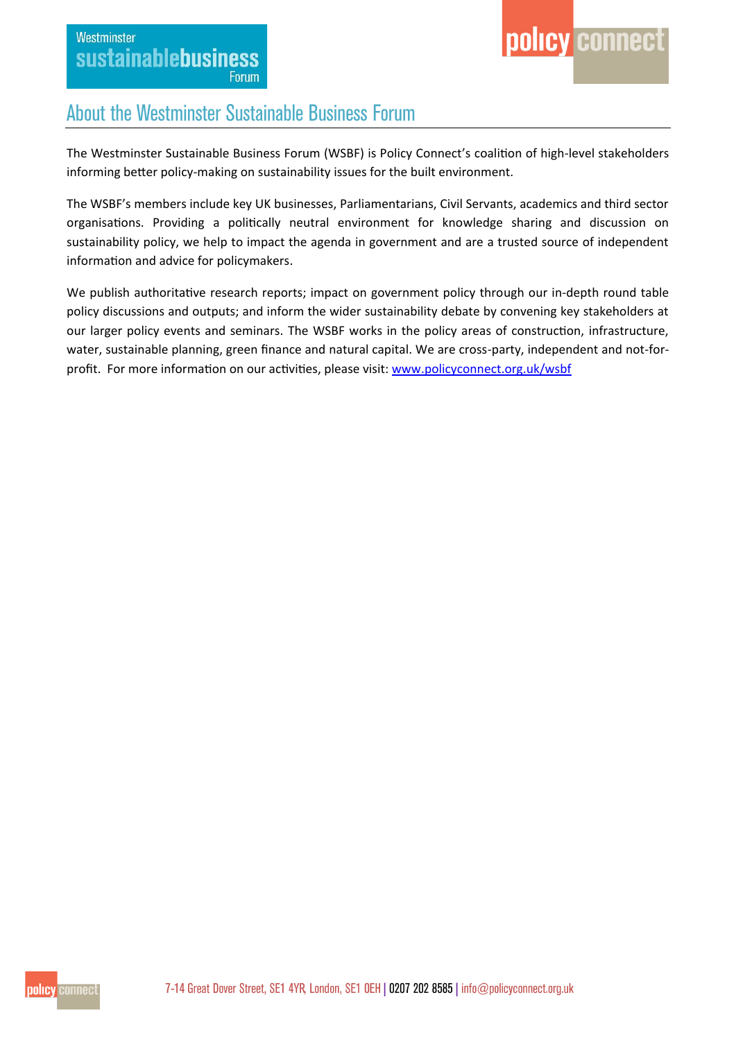# About the Westminster Sustainable Business Forum

The Westminster Sustainable Business Forum (WSBF) is Policy Connect's coalition of high-level stakeholders informing better policy-making on sustainability issues for the built environment.

The WSBF's members include key UK businesses, Parliamentarians, Civil Servants, academics and third sector organisations. Providing a politically neutral environment for knowledge sharing and discussion on sustainability policy, we help to impact the agenda in government and are a trusted source of independent information and advice for policymakers.

We publish authoritative research reports; impact on government policy through our in-depth round table policy discussions and outputs; and inform the wider sustainability debate by convening key stakeholders at our larger policy events and seminars. The WSBF works in the policy areas of construction, infrastructure, water, sustainable planning, green finance and natural capital. We are cross-party, independent and not-for-profit. For more information on our activities, please visit: [www.policyconnect.org.uk/wsbf](http://www.policyconnect.org.uk/wsbf)

7-14 Great Dover Street, SE1 4YR, London, SE1 0EH | 0207 202 8585 | info@policyconnect.org.uk